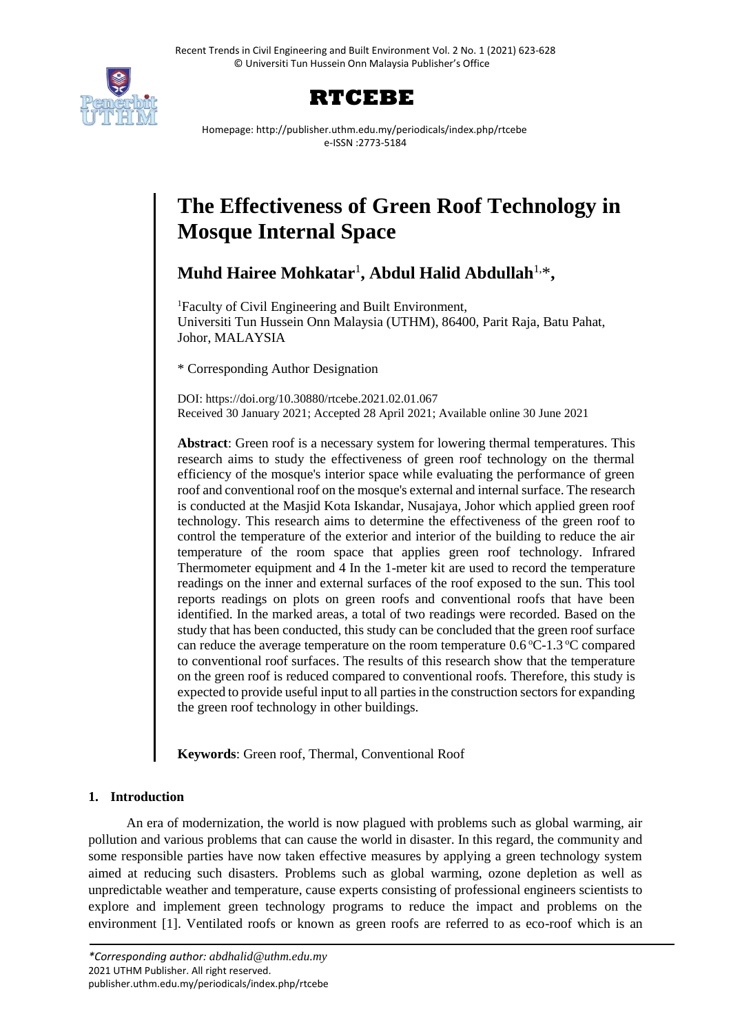# The Effectiveness of Green Roof Technology in Mosque Internal Space

**Muhd Hairee Mohkatar**[1], **Abdul Halid Abdullah**[1,*],

[1]Faculty of Civil Engineering and Built Environment, Universiti Tun Hussein Onn Malaysia (UTHM), 86400, Parit Raja, Batu Pahat, Johor, MALAYSIA

\* Corresponding Author Designation

DOI: https://doi.org/10.30880/rtcebe.2021.02.01.067
Received 30 January 2021; Accepted 28 April 2021; Available online 30 June 2021

**Abstract**: Green roof is a necessary system for lowering thermal temperatures. This research aims to study the effectiveness of green roof technology on the thermal efficiency of the mosque's interior space while evaluating the performance of green roof and conventional roof on the mosque's external and internal surface. The research is conducted at the Masjid Kota Iskandar, Nusajaya, Johor which applied green roof technology. This research aims to determine the effectiveness of the green roof to control the temperature of the exterior and interior of the building to reduce the air temperature of the room space that applies green roof technology. Infrared Thermometer equipment and 4 In the 1-meter kit are used to record the temperature readings on the inner and external surfaces of the roof exposed to the sun. This tool reports readings on plots on green roofs and conventional roofs that have been identified. In the marked areas, a total of two readings were recorded. Based on the study that has been conducted, this study can be concluded that the green roof surface can reduce the average temperature on the room temperature 0.6 °C-1.3 °C compared to conventional roof surfaces. The results of this research show that the temperature on the green roof is reduced compared to conventional roofs. Therefore, this study is expected to provide useful input to all parties in the construction sectors for expanding the green roof technology in other buildings.

**Keywords**: Green roof, Thermal, Conventional Roof

## 1. Introduction

An era of modernization, the world is now plagued with problems such as global warming, air pollution and various problems that can cause the world in disaster. In this regard, the community and some responsible parties have now taken effective measures by applying a green technology system aimed at reducing such disasters. Problems such as global warming, ozone depletion as well as unpredictable weather and temperature, cause experts consisting of professional engineers scientists to explore and implement green technology programs to reduce the impact and problems on the environment [1]. Ventilated roofs or known as green roofs are referred to as eco-roof which is an

*\*Corresponding author: abdhalid@uthm.edu.my*
2021 UTHM Publisher. All right reserved.
publisher.uthm.edu.my/periodicals/index.php/rtcebe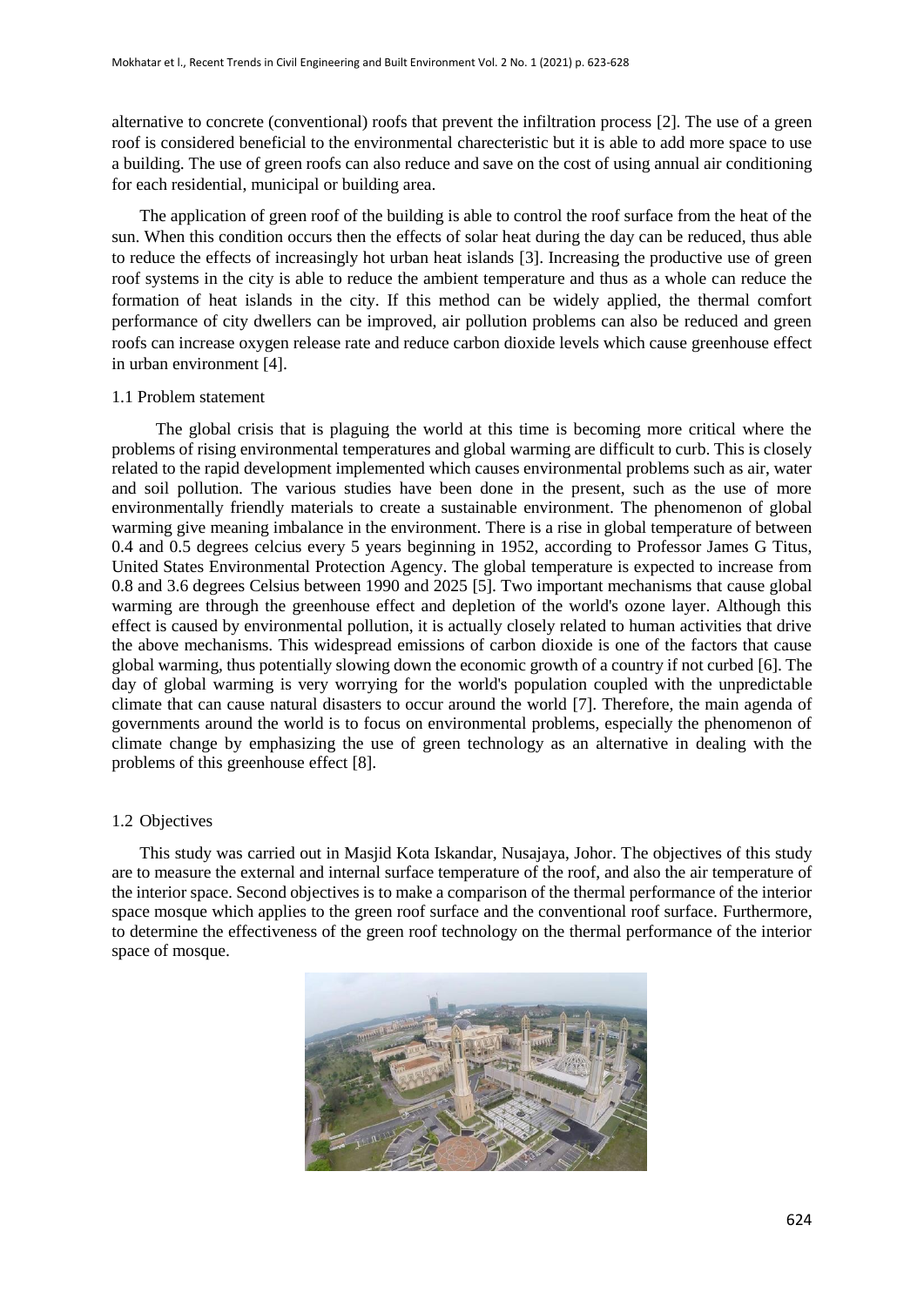alternative to concrete (conventional) roofs that prevent the infiltration process [2]. The use of a green roof is considered beneficial to the environmental charecteristic but it is able to add more space to use a building. The use of green roofs can also reduce and save on the cost of using annual air conditioning for each residential, municipal or building area.

The application of green roof of the building is able to control the roof surface from the heat of the sun. When this condition occurs then the effects of solar heat during the day can be reduced, thus able to reduce the effects of increasingly hot urban heat islands [3]. Increasing the productive use of green roof systems in the city is able to reduce the ambient temperature and thus as a whole can reduce the formation of heat islands in the city. If this method can be widely applied, the thermal comfort performance of city dwellers can be improved, air pollution problems can also be reduced and green roofs can increase oxygen release rate and reduce carbon dioxide levels which cause greenhouse effect in urban environment [4].

### 1.1 Problem statement

The global crisis that is plaguing the world at this time is becoming more critical where the problems of rising environmental temperatures and global warming are difficult to curb. This is closely related to the rapid development implemented which causes environmental problems such as air, water and soil pollution. The various studies have been done in the present, such as the use of more environmentally friendly materials to create a sustainable environment. The phenomenon of global warming give meaning imbalance in the environment. There is a rise in global temperature of between 0.4 and 0.5 degrees celcius every 5 years beginning in 1952, according to Professor James G Titus, United States Environmental Protection Agency. The global temperature is expected to increase from 0.8 and 3.6 degrees Celsius between 1990 and 2025 [5]. Two important mechanisms that cause global warming are through the greenhouse effect and depletion of the world's ozone layer. Although this effect is caused by environmental pollution, it is actually closely related to human activities that drive the above mechanisms. This widespread emissions of carbon dioxide is one of the factors that cause global warming, thus potentially slowing down the economic growth of a country if not curbed [6]. The day of global warming is very worrying for the world's population coupled with the unpredictable climate that can cause natural disasters to occur around the world [7]. Therefore, the main agenda of governments around the world is to focus on environmental problems, especially the phenomenon of climate change by emphasizing the use of green technology as an alternative in dealing with the problems of this greenhouse effect [8].

### 1.2 Objectives

This study was carried out in Masjid Kota Iskandar, Nusajaya, Johor. The objectives of this study are to measure the external and internal surface temperature of the roof, and also the air temperature of the interior space. Second objectives is to make a comparison of the thermal performance of the interior space mosque which applies to the green roof surface and the conventional roof surface. Furthermore, to determine the effectiveness of the green roof technology on the thermal performance of the interior space of mosque.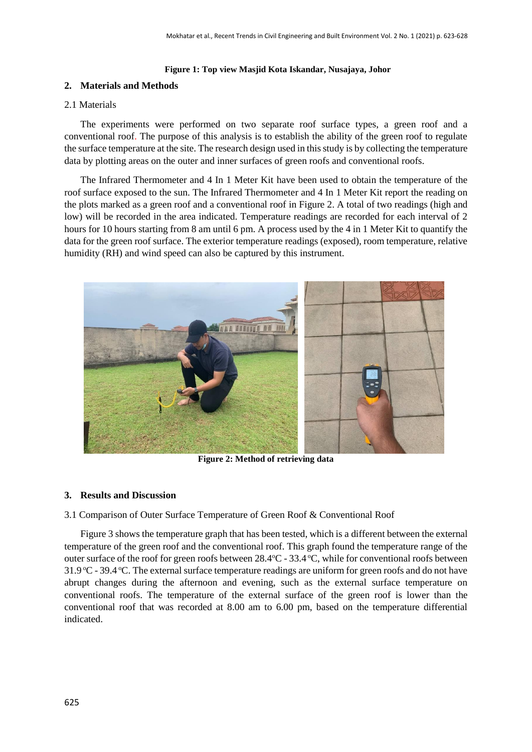**Figure 1: Top view Masjid Kota Iskandar, Nusajaya, Johor**

## 2. Materials and Methods

### 2.1 Materials

The experiments were performed on two separate roof surface types, a green roof and a conventional roof. The purpose of this analysis is to establish the ability of the green roof to regulate the surface temperature at the site. The research design used in this study is by collecting the temperature data by plotting areas on the outer and inner surfaces of green roofs and conventional roofs.

The Infrared Thermometer and 4 In 1 Meter Kit have been used to obtain the temperature of the roof surface exposed to the sun. The Infrared Thermometer and 4 In 1 Meter Kit report the reading on the plots marked as a green roof and a conventional roof in Figure 2. A total of two readings (high and low) will be recorded in the area indicated. Temperature readings are recorded for each interval of 2 hours for 10 hours starting from 8 am until 6 pm. A process used by the 4 in 1 Meter Kit to quantify the data for the green roof surface. The exterior temperature readings (exposed), room temperature, relative humidity (RH) and wind speed can also be captured by this instrument.

**Figure 2: Method of retrieving data**

## 3. Results and Discussion

### 3.1 Comparison of Outer Surface Temperature of Green Roof & Conventional Roof

Figure 3 shows the temperature graph that has been tested, which is a different between the external temperature of the green roof and the conventional roof. This graph found the temperature range of the outer surface of the roof for green roofs between 28.4°C - 33.4 °C, while for conventional roofs between 31.9 °C - 39.4 °C. The external surface temperature readings are uniform for green roofs and do not have abrupt changes during the afternoon and evening, such as the external surface temperature on conventional roofs. The temperature of the external surface of the green roof is lower than the conventional roof that was recorded at 8.00 am to 6.00 pm, based on the temperature differential indicated.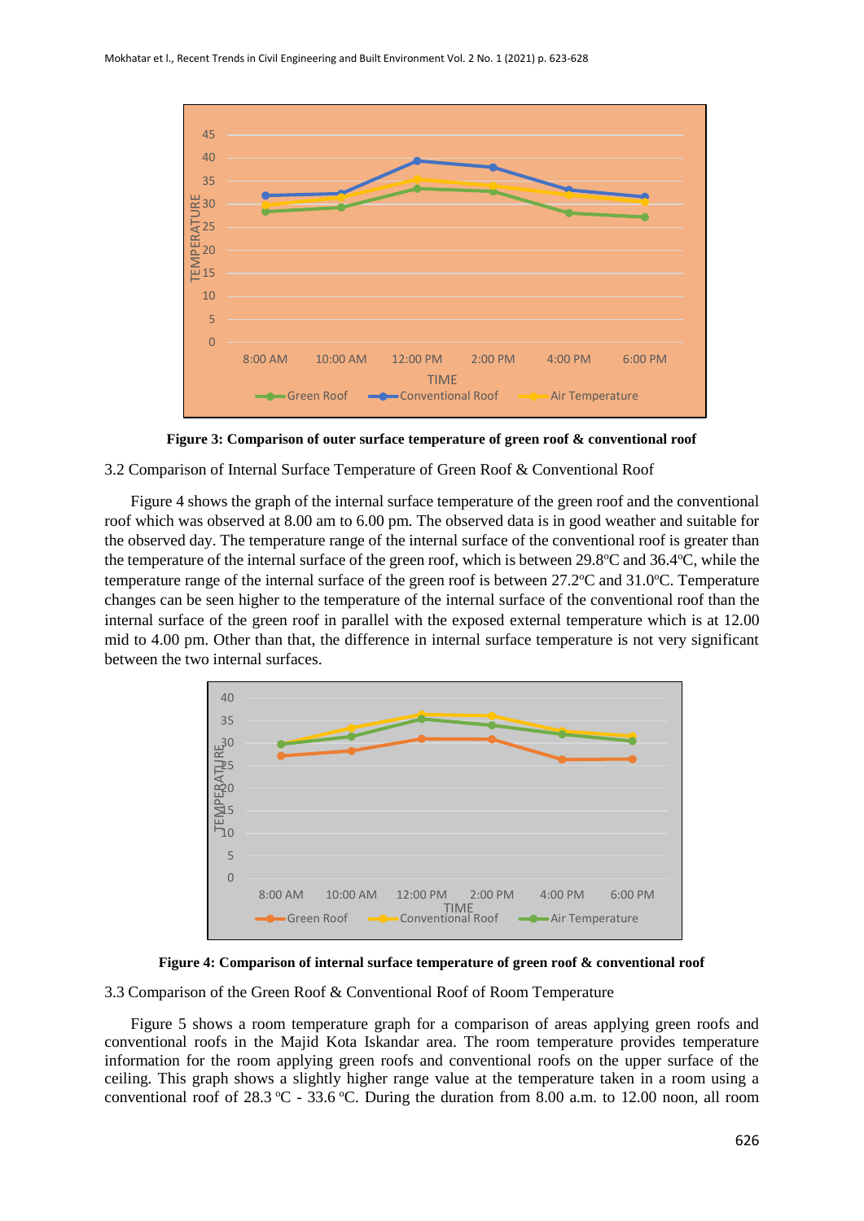Figure 3: Comparison of outer surface temperature of green roof & conventional roof

3.2 Comparison of Internal Surface Temperature of Green Roof & Conventional Roof

Figure 4 shows the graph of the internal surface temperature of the green roof and the conventional roof which was observed at 8.00 am to 6.00 pm. The observed data is in good weather and suitable for the observed day. The temperature range of the internal surface of the conventional roof is greater than the temperature of the internal surface of the green roof, which is between 29.8ºC and 36.4ºC, while the temperature range of the internal surface of the green roof is between 27.2ºC and 31.0ºC. Temperature changes can be seen higher to the temperature of the internal surface of the conventional roof than the internal surface of the green roof in parallel with the exposed external temperature which is at 12.00 mid to 4.00 pm. Other than that, the difference in internal surface temperature is not very significant between the two internal surfaces.

Figure 4: Comparison of internal surface temperature of green roof & conventional roof

3.3 Comparison of the Green Roof & Conventional Roof of Room Temperature

Figure 5 shows a room temperature graph for a comparison of areas applying green roofs and conventional roofs in the Majid Kota Iskandar area. The room temperature provides temperature information for the room applying green roofs and conventional roofs on the upper surface of the ceiling. This graph shows a slightly higher range value at the temperature taken in a room using a conventional roof of 28.3 ºC - 33.6 ºC. During the duration from 8.00 a.m. to 12.00 noon, all room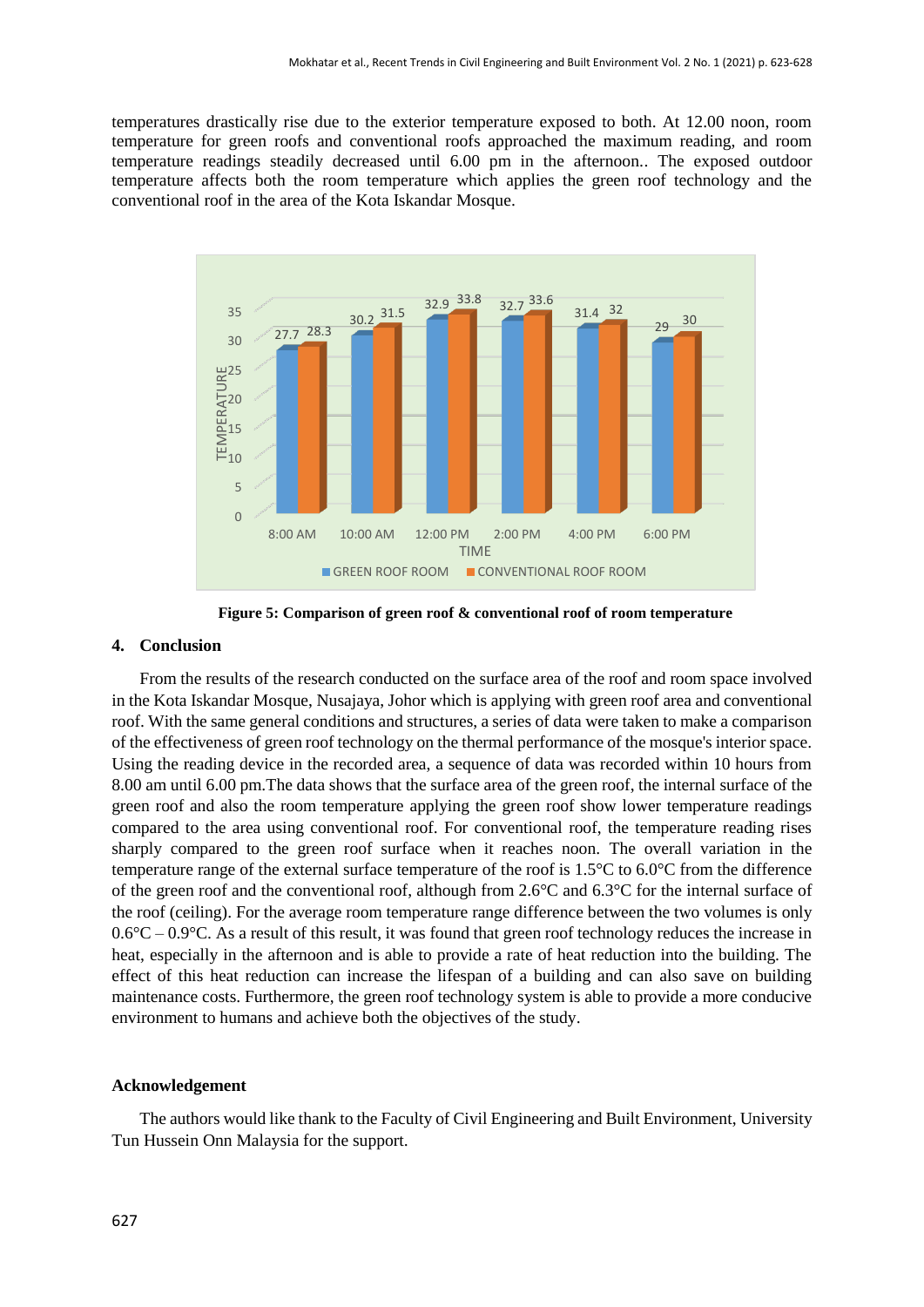temperatures drastically rise due to the exterior temperature exposed to both. At 12.00 noon, room temperature for green roofs and conventional roofs approached the maximum reading, and room temperature readings steadily decreased until 6.00 pm in the afternoon.. The exposed outdoor temperature affects both the room temperature which applies the green roof technology and the conventional roof in the area of the Kota Iskandar Mosque.

| TIME | GREEN ROOF ROOM | CONVENTIONAL ROOF ROOM |
| --- | --- | --- |
| 8:00 AM | 27.7 | 28.3 |
| 10:00 AM | 30.2 | 31.5 |
| 12:00 PM | 32.9 | 33.8 |
| 2:00 PM | 32.7 | 33.6 |
| 4:00 PM | 31.4 | 32 |
| 6:00 PM | 29 | 30 |

**Figure 5: Comparison of green roof & conventional roof of room temperature**

## 4. Conclusion

From the results of the research conducted on the surface area of the roof and room space involved in the Kota Iskandar Mosque, Nusajaya, Johor which is applying with green roof area and conventional roof. With the same general conditions and structures, a series of data were taken to make a comparison of the effectiveness of green roof technology on the thermal performance of the mosque's interior space. Using the reading device in the recorded area, a sequence of data was recorded within 10 hours from 8.00 am until 6.00 pm.The data shows that the surface area of the green roof, the internal surface of the green roof and also the room temperature applying the green roof show lower temperature readings compared to the area using conventional roof. For conventional roof, the temperature reading rises sharply compared to the green roof surface when it reaches noon. The overall variation in the temperature range of the external surface temperature of the roof is 1.5°C to 6.0°C from the difference of the green roof and the conventional roof, although from 2.6°C and 6.3°C for the internal surface of the roof (ceiling). For the average room temperature range difference between the two volumes is only 0.6°C – 0.9°C. As a result of this result, it was found that green roof technology reduces the increase in heat, especially in the afternoon and is able to provide a rate of heat reduction into the building. The effect of this heat reduction can increase the lifespan of a building and can also save on building maintenance costs. Furthermore, the green roof technology system is able to provide a more conducive environment to humans and achieve both the objectives of the study.

## Acknowledgement

The authors would like thank to the Faculty of Civil Engineering and Built Environment, University Tun Hussein Onn Malaysia for the support.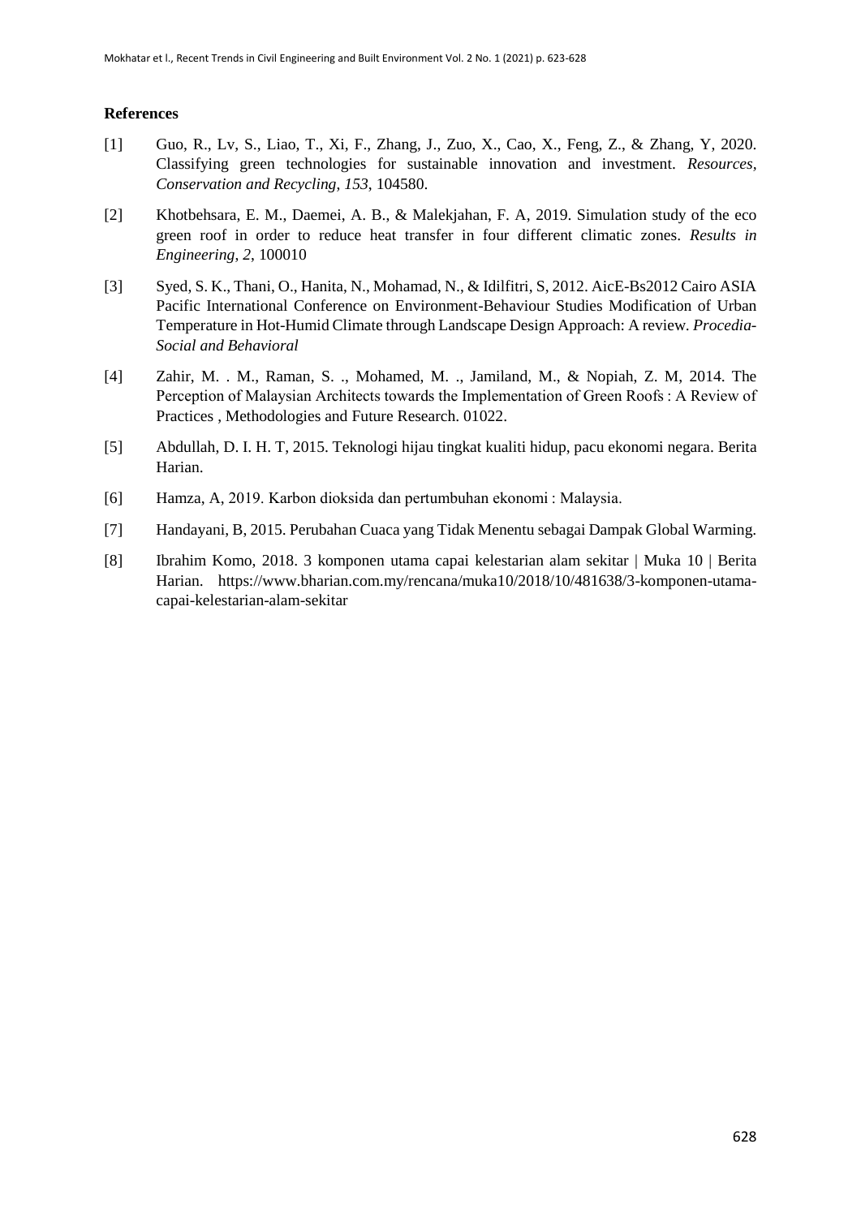## References

[1] Guo, R., Lv, S., Liao, T., Xi, F., Zhang, J., Zuo, X., Cao, X., Feng, Z., & Zhang, Y, 2020. Classifying green technologies for sustainable innovation and investment. *Resources, Conservation and Recycling*, *153*, 104580.

[2] Khotbehsara, E. M., Daemei, A. B., & Malekjahan, F. A, 2019. Simulation study of the eco green roof in order to reduce heat transfer in four different climatic zones. *Results in Engineering*, *2*, 100010

[3] Syed, S. K., Thani, O., Hanita, N., Mohamad, N., & Idilfitri, S, 2012. AicE-Bs2012 Cairo ASIA Pacific International Conference on Environment-Behaviour Studies Modification of Urban Temperature in Hot-Humid Climate through Landscape Design Approach: A review. *Procedia-Social and Behavioral*

[4] Zahir, M. . M., Raman, S. ., Mohamed, M. ., Jamiland, M., & Nopiah, Z. M, 2014. The Perception of Malaysian Architects towards the Implementation of Green Roofs : A Review of Practices , Methodologies and Future Research. 01022.

[5] Abdullah, D. I. H. T, 2015. Teknologi hijau tingkat kualiti hidup, pacu ekonomi negara. Berita Harian.

[6] Hamza, A, 2019. Karbon dioksida dan pertumbuhan ekonomi : Malaysia.

[7] Handayani, B, 2015. Perubahan Cuaca yang Tidak Menentu sebagai Dampak Global Warming.

[8] Ibrahim Komo, 2018. 3 komponen utama capai kelestarian alam sekitar | Muka 10 | Berita Harian. https://www.bharian.com.my/rencana/muka10/2018/10/481638/3-komponen-utama-capai-kelestarian-alam-sekitar